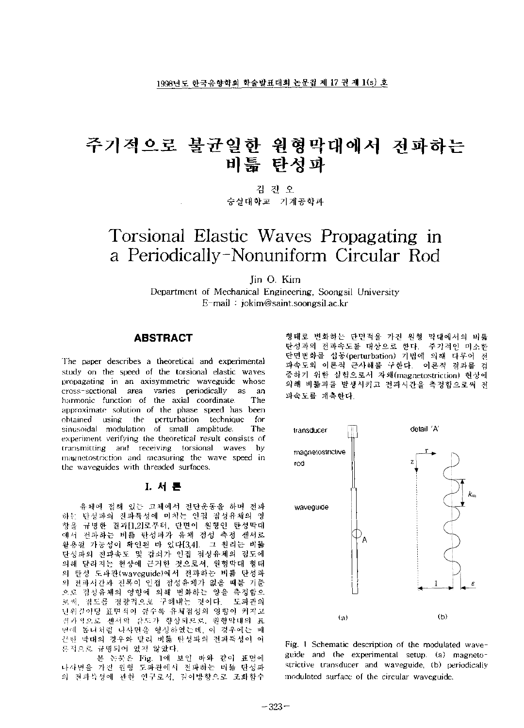# 주기적으로 불균일한 원형막대에서 전파하는 비틂 탄성파

김 진 오
숭실대학교 기계공학과

# Torsional Elastic Waves Propagating in a Periodically-Nonuniform Circular Rod

Jin O. Kim
Department of Mechanical Engineering, Soongsil University
E-mail : jokim@saint.soongsil.ac.kr

## ABSTRACT

The paper describes a theoretical and experimental study on the speed of the torsional elastic waves propagating in an axisymmetric waveguide whose cross-sectional area varies periodically as an harmonic function of the axial coordinate. The approximate solution of the phase speed has been obtained using the perturbation technique for sinusoidal modulation of small amplitude. The experiment verifying the theoretical result consists of transmitting and receiving torsional waves by magnetostriction and measuring the wave speed in the waveguides with threaded surfaces.

## I. 서 론

유체에 접해 있는 고체에서 전단운동을 하며 전파하는 탄성파의 전파특성에 미치는 인접 점성유체의 영향을 규명한 결과[1,2]로부터, 단면이 원형인 탄성막대에서 전파하는 비틂 탄성파가 유체 점성 측정 센서로 활용될 가능성이 확인된 바 있다[3,4]. 그 원리는 비틂 탄성파의 전파속도 및 감쇠가 인접 점성유체의 점도에 의해 달라지는 현상에 근거한 것으로서, 원형막대 형태의 탄성 도파관(waveguide)에서 전파하는 비틂 탄성파의 전파시간과 진폭이 인접 점성유체가 없을 때를 기준으로 점성유체의 영향에 의해 변화하는 양을 측정함으로써, 점도를 정량적으로 구해내는 것이다. 도파관의 단위길이당 표면적이 클수록 유체점성의 영향이 커지고 결과적으로 센서의 감도가 향상되므로, 원형막대의 표면에 돌니처럼 나사면을 형성하였는데, 이 경우에는 매끈한 막대의 경우와 달리 비틂 탄성파의 전파특성이 이론적으로 규명되어 있지 않았다.

본 논문은 Fig. 1에 보인 바와 같이 표면에 나사면을 가진 원형 도파관에서 전파하는 비틂 탄성파의 전파특성에 관한 연구로서, 길이방향으로 조화함수 형태로 변화하는 단면적을 가진 원형 막대에서의 비틂 탄성파의 전파속도를 대상으로 한다. 주기적인 미소한 단면변화를 섭동(perturbation) 기법에 의해 다루어 전파속도의 이론적 근사해를 구한다. 이론적 결과를 검증하기 위한 실험으로서 자왜(magnetostriction) 현상에 의해 비틂파를 발생시키고 전파시간을 측정함으로써 전파속도를 계측한다.

transducer

magnetostrictive rod

waveguide

A

(a)

detail 'A'

r

z

$k_m$

1

$\varepsilon$

(b)

Fig. 1 Schematic description of the modulated waveguide and the experimental setup. (a) magnetostrictive transducer and waveguide, (b) periodically modulated surface of the circular waveguide.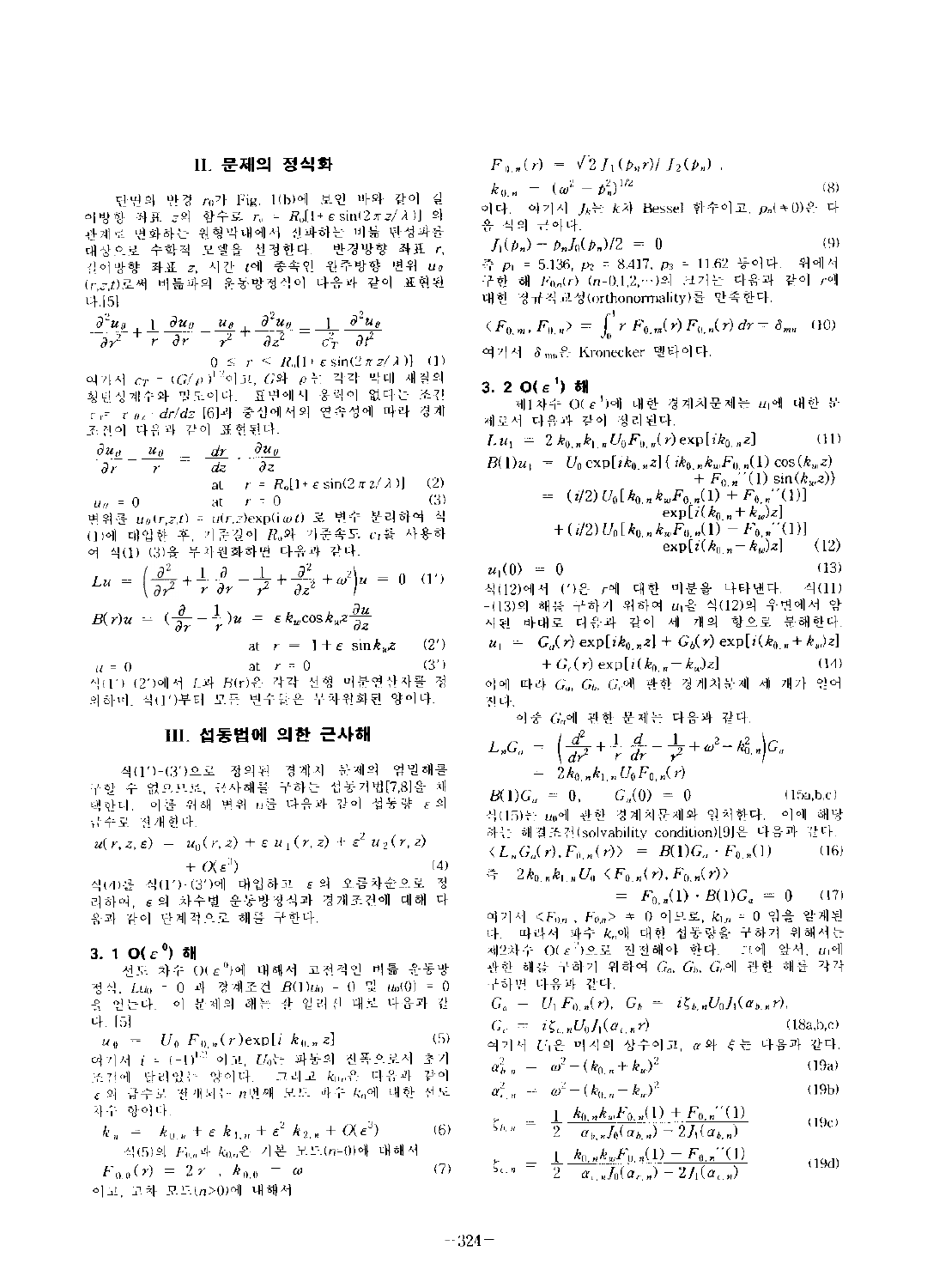## II. 문제의 정식화

단면의 반경 $r_0$가 Fig. 1(b)에 보인 바와 같이 길이방향 좌표 $z$의 함수로 $r_0 = R_0[1+\varepsilon\sin(2\pi z/\lambda)]$ 의 관계로 변화하는 원형막대내에서 전파하는 비틂 탄성파를 대상으로 수학적 모델을 설정한다. 반경방향 좌표 $r$, 길이방향 좌표 $z$, 시간 $t$에 종속인 원주방향 변위 $u_\theta(r,z,t)$로써 비틂파의 운동방정식이 다음과 같이 표현된다.[5]

$$\frac{\partial^2 u_\theta}{\partial r^2} + \frac{1}{r}\frac{\partial u_\theta}{\partial r} - \frac{u_\theta}{r^2} + \frac{\partial^2 u_\theta}{\partial z^2} = \frac{1}{c_T^2}\frac{\partial^2 u_\theta}{\partial t^2}$$

$$0 \le r \le R_0[1+\varepsilon\sin(2\pi z/\lambda)] \quad (1)$$

여기서 $c_T = (G/\rho)^{1/2}$이고, $G$와 $\rho$는 각각 막대 재질의 횡탄성계수와 밀도이다. 표면에서 응력이 없다는 조건 $\tau_{r\theta} = \tau_{\theta z}\cdot dr/dz$ [6]과 중심에서의 연속성에 따라 경계조건이 다음과 같이 표현된다.

$$\frac{\partial u_\theta}{\partial r} - \frac{u_\theta}{r} = \frac{dr}{dz}\cdot\frac{\partial u_\theta}{\partial z}$$

$$\text{at} \quad r = R_0[1+\varepsilon\sin(2\pi z/\lambda)] \quad (2)$$

$$u_\theta = 0 \qquad \text{at} \quad r = 0 \quad (3)$$

변위를 $u_\theta(r,z,t) = u(r,z)\exp(i\omega t)$ 로 변수 분리하여 식(1)에 대입한 후, 기준길이 $R_0$와 기준속도 $c_T$를 사용하여 식(1)-(3)을 무차원화하면 다음과 같다.

$$Lu = \left(\frac{\partial^2}{\partial r^2} + \frac{1}{r}\frac{\partial}{\partial r} - \frac{1}{r^2} + \frac{\partial^2}{\partial z^2} + \omega^2\right)u = 0 \quad (1')$$

$$B(r)u = \left(\frac{\partial}{\partial r} - \frac{1}{r}\right)u = \varepsilon k_w \cos k_w z \frac{\partial u}{\partial z}$$

$$\text{at} \quad r = 1 + \varepsilon \sin k_w z \quad (2')$$

$$u = 0 \qquad \text{at} \quad r = 0 \quad (3')$$

식(1')-(2')에서 $L$과 $B(r)$은 각각 선형 미분연산자를 정의하며, 식(1')부터 모든 변수들은 무차원화된 양이다.

## III. 섭동법에 의한 근사해

식(1')-(3')으로 정의된 경계치 문제의 엄밀해를 구할 수 없으므로, 근사해를 구하는 섭동기법[7,8]을 채택한다. 이를 위해 변위 $u$를 다음과 같이 섭동량 $\varepsilon$의 급수로 전개한다.

$$u(r,z,\varepsilon) = u_0(r,z) + \varepsilon u_1(r,z) + \varepsilon^2 u_2(r,z) + O(\varepsilon^3) \quad (4)$$

식(4)를 식(1')-(3')에 대입하고 $\varepsilon$의 오름차순으로 정리하여, $\varepsilon$의 차수별 운동방정식과 경계조건에 대해 다음과 같이 단계적으로 해를 구한다.

### 3. 1 $O(\varepsilon^0)$ 해

선도 차수 $O(\varepsilon^0)$에 대해서 고전적인 비틂 운동방정식, $Lu_0 = 0$ 과 경계조건 $B(1)u_0 = 0$ 및 $u_0(0) = 0$을 얻는다. 이 문제의 해는 잘 알려진 대로 다음과 같다. [5]

$$u_0 = U_0\, F_{0,n}(r)\exp[i\, k_{0,n}\, z] \quad (5)$$

여기서 $i = (-1)^{1/2}$ 이고, $U_0$는 파동의 진폭으로서 초기조건에 달려있는 양이다. 그리고 $k_{0n}$은 다음과 같이 $\varepsilon$의 급수로 전개되는 $n$번째 모드 파수 $k_n$에 대한 선도차수 항이다.

$$k_n = k_{0,n} + \varepsilon k_{1,n} + \varepsilon^2 k_{2,n} + O(\varepsilon^3) \quad (6)$$

식(5)의 $F_{0,n}$과 $k_{0,n}$은 기본 모드($n$=0)에 대해서

$$F_{0,0}(r) = 2r \;,\; k_{0,0} = \omega \quad (7)$$

이고, 고차 모드($n$>0)에 대해서

$$F_{0,n}(r) = \sqrt{2}\, J_1(p_n r)/\, J_2(p_n) \;,$$

$$k_{0,n} = (\omega^2 - p_n^2)^{1/2} \quad (8)$$

이다. 여기서 $J_k$는 $k$차 Bessel 함수이고, $p_n(\ne 0)$은 다음 식의 근이다.

$$J_1(p_n) - p_n J_0(p_n)/2 = 0 \quad (9)$$

즉 $p_1$ = 5.136, $p_2$ = 8.417, $p_3$ = 11.62 등이다. 위에서 구한 해 $F_{0n}(r)$ ($n$=0,1,2,⋯)의 집기는 다음과 같이 $r$에 대한 정규직교성(orthonormality)를 만족한다.

$$\langle F_{0,m}, F_{0,n}\rangle = \int_0^1 r\, F_{0,m}(r)\, F_{0,n}(r)\, dr = \delta_{mn} \quad (10)$$

여기서 $\delta_{mn}$은 Kronecker 델타이다.

### 3. 2 $O(\varepsilon^1)$ 해

제1차수 $O(\varepsilon^1)$에 대한 경계치문제는 $u_1$에 대한 문제로서 다음과 같이 정리된다.

$$Lu_1 = 2\, k_{0,n} k_{1,n} U_0 F_{0,n}(r)\exp[ik_{0,n}z] \quad (11)$$

$$\begin{aligned} B(1)u_1 &= U_0\exp[ik_{0,n}z]\{\, ik_{0,n}k_w F_{0,n}(1)\cos(k_w z) + F_{0,n}''(1)\sin(k_w z)\} \\ &= (i/2)\, U_0[\, k_{0,n}k_w F_{0,n}(1) + F_{0,n}''(1)]\exp[i(k_{0,n}+k_w)z] \\ &\quad + (i/2)\, U_0[\, k_{0,n}k_w F_{0,n}(1) - F_{0,n}''(1)]\exp[i(k_{0,n}-k_w)z] \end{aligned} \quad (12)$$

$$u_1(0) = 0 \quad (13)$$

식(12)에서 (')은 $r$에 대한 미분을 나타낸다. 식(11)-(13)의 해를 구하기 위하여 $u_1$을 식(12)의 우변에서 암시된 바대로 다음과 같이 세 개의 항으로 분해한다.

$$u_1 = G_a(r)\exp[ik_{0,n}z] + G_b(r)\exp[i(k_{0,n}+k_w)z] + G_c(r)\exp[i(k_{0,n}-k_w)z] \quad (14)$$

이에 따라 $G_a$, $G_b$, $G_c$에 관한 경계치문제 세 개가 얻어진다.

이중 $G_a$에 관한 문제는 다음과 같다.

$$L_n G_a = \left(\frac{d^2}{dr^2} + \frac{1}{r}\frac{d}{dr} - \frac{1}{r^2} + \omega^2 - k_{0,n}^2\right)G_a = 2k_{0,n}k_{1,n}U_0 F_{0,n}(r)$$

$$B(1)G_a = 0, \qquad G_a(0) = 0 \quad (15a,b,c)$$

식(15)는 $u_0$에 관한 경계치문제와 일치한다. 이에 해당하는 해결조건(solvability condition)[9]은 다음과 같다.

$$\langle L_n G_a(r), F_{0,n}(r)\rangle = B(1)G_a \cdot F_{0,n}(1) \quad (16)$$

$$\text{즉} \quad 2k_{0,n}k_{1,n}U_0\,\langle F_{0,n}(r), F_{0,n}(r)\rangle = F_{0,n}(1)\cdot B(1)G_a = 0 \quad (17)$$

여기서 $\langle F_{0n}, F_{0n}\rangle \ne 0$ 이므로, $k_{1n}$ = 0 임을 알게된다. 따라서 파수 $k_n$에 대한 섭동량을 구하기 위해서는 제2차수 $O(\varepsilon^2)$으로 진전해야 한다. 그에 앞서, $u_1$에 관한 해를 구하기 위하여 $G_a$, $G_b$, $G_c$에 관한 해를 각각 구하면 다음과 같다.

$$G_a = U_1 F_{0,n}(r), \quad G_b = i\zeta_{b,n}U_0 J_1(\alpha_{b,n}r),$$

$$G_c = i\zeta_{c,n}U_0 J_1(\alpha_{c,n}r) \quad (18a,b,c)$$

여기서 $U_1$은 미지의 상수이고, $\alpha$와 $\zeta$는 다음과 같다.

$$\alpha_{b,n}^2 = \omega^2 - (k_{0,n} + k_w)^2 \quad (19a)$$

$$\alpha_{c,n}^2 = \omega^2 - (k_{0,n} - k_w)^2 \quad (19b)$$

$$\zeta_{b,n} = \frac{1}{2}\frac{k_{0,n}k_w F_{0,n}(1) + F_{0,n}''(1)}{\alpha_{b,n}J_0(\alpha_{b,n}) - 2J_1(\alpha_{b,n})} \quad (19c)$$

$$\zeta_{c,n} = \frac{1}{2}\frac{k_{0,n}k_w F_{0,n}(1) - F_{0,n}''(1)}{\alpha_{c,n}J_0(\alpha_{c,n}) - 2J_1(\alpha_{c,n})} \quad (19d)$$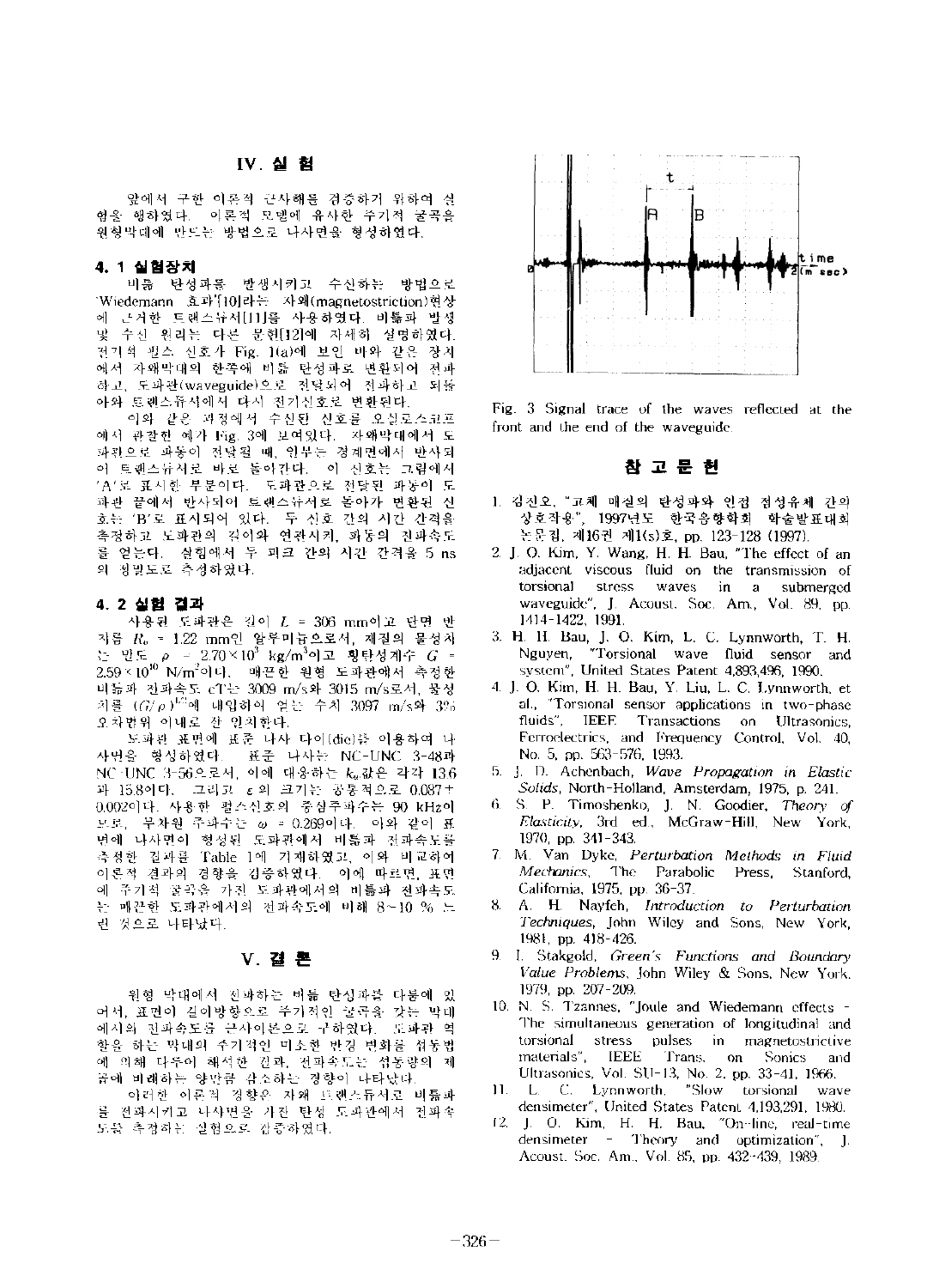## IV. 실 험

앞에서 구한 이론적 근사해를 검증하기 위하여 실험을 행하였다. 이론적 모델에 유사한 주기적 굴곡을 원형막대에 만드는 방법으로 나사면을 형성하였다.

### 4. 1 실험장치

비틂 탄성파를 발생시키고 수신하는 방법으로 'Wiedemann 효과'[10]라는 자왜(magnetostriction)현상에 근거한 트랜스듀서[11]를 사용하였다. 비틂파 발생 및 수신 원리는 다른 문헌[12]에 자세히 설명하였다. 전기적 펄스 신호가 Fig. 1(a)에 보인 바와 같은 장치에서 자왜막대의 한쪽에 비틂 탄성파로 변환되어 전파하고, 도파관(waveguide)으로 전달되어 전파하고 되돌아와 트랜스듀서에서 다시 전기신호로 변환된다.

이와 같은 과정에서 수신된 신호를 오실로스코프에서 관찰한 예가 Fig. 3에 보여있다. 자왜막대에서 도파관으로 파동이 전달될 때, 일부는 경계면에서 반사되어 트랜스듀서로 바로 돌아간다. 이 신호는 그림에서 'A'로 표시한 부분이다. 도파관으로 전달된 파동이 도파관 끝에서 반사되어 트랜스듀서로 돌아가 변환된 신호는 'B'로 표시되어 있다. 두 신호 간의 시간 간격을 측정하고 도파관의 길이와 연관시키, 파동의 전파속도를 얻는다. 실험에서 두 피크 간의 시간 간격을 5 ns의 정밀도로 측정하였다.

### 4. 2 실험 결과

사용된 도파관은 길이 $L$ = 306 mm이고 단면 반지름 $R_o$ = 1.22 mm인 알루미늄으로서, 재질의 물성치는 만도 $\rho$ = $2.70 \times 10^3$ kg/m$^3$이고 횡탄성계수 $G$ = $2.59 \times 10^{10}$ N/m$^2$이다. 매끈한 원형 도파관에서 측정한 비틂파 전파속도 cT는 3009 m/s와 3015 m/s로서, 물성치를 $(G/\rho)^{1/2}$에 내입하여 얻는 수치 3097 m/s와 3% 오차범위 이내로 잘 일치한다.

도파관 표면에 표준 나사 다이(die)를 이용하여 나사면을 형성하였다. 표준 나사는 NC-UNC 3-48과 NC-UNC 3-56으로서, 이에 대응하는 $k_o$값은 각각 13.6과 15.8이다. 그리고 $\varepsilon$의 크기는 공통적으로 0.087±0.002이다. 사용한 펄스신호의 중심주파수는 90 kHz이므로, 무차원 주파수는 $\omega$ = 0.269이다. 이와 같이 표면에 나사면이 형성된 도파관에서 비틂파 전파속도를 측정한 결과를 Table 1에 기재하였고, 이와 비교하여 이론적 결과의 경향을 검증하였다. 이에 따르면, 표면에 주기적 굴곡을 가진 도파관에서의 비틂파 전파속도는 매끈한 도파관에서의 전파속도에 비해 8~10 % 느린 것으로 나타났다.

## V. 결 론

원형 막대에서 진파하는 비틂 탄성파를 다룸에 있어서, 표면이 길이방향으로 주기적인 굴곡을 갖는 막대에서의 전파속도를 근사이론으로 구하였다. 도파관 역할을 하는 막대의 주기적인 미소한 반경 변화를 섭동법에 의해 다루어 해석한 결과, 전파속도는 섭동량의 제곱에 비례하는 양만큼 감소하는 경향이 나타났다.

이러한 이론적 경향은 자왜 트랜스듀서로 비틂파를 전파시키고 나사면을 가진 탄성 도파관에서 전파속도를 측정하는 실험으로 검증하였다.

t

A B

time (m sec)

Fig. 3 Signal trace of the waves reflected at the front and the end of the waveguide.

## 참 고 문 헌

1. 김진오, "고체 매질의 탄성파와 인접 점성유체 간의 상호작용", 1997년도 한국음향학회 학술발표대회 논문집, 제16권 제1(s)호, pp. 123-128 (1997).
2. J. O. Kim, Y. Wang, H. H. Bau, "The effect of an adjacent viscous fluid on the transmission of torsional stress waves in a submerged waveguide", J. Acoust. Soc. Am., Vol. 89, pp. 1414-1422, 1991.
3. H. H. Bau, J. O. Kim, L. C. Lynnworth, T. H. Nguyen, "Torsional wave fluid sensor and system", United States Patent 4,893,496, 1990.
4. J. O. Kim, H. H. Bau, Y. Liu, L. C. Lynnworth, et al., "Torsional sensor applications in two-phase fluids", IEEE Transactions on Ultrasonics, Ferroelectrics, and Frequency Control, Vol. 40, No. 5, pp. 563-576, 1993.
5. J. D. Achenbach, *Wave Propagation in Elastic Solids*, North-Holland, Amsterdam, 1975, p. 241.
6. S. P. Timoshenko, J. N. Goodier, *Theory of Elasticity*, 3rd ed., McGraw-Hill, New York, 1970, pp. 341-343.
7. M. Van Dyke, *Perturbation Methods in Fluid Mechanics*, The Parabolic Press, Stanford, California, 1975, pp. 36-37.
8. A. H. Nayfeh, *Introduction to Perturbation Techniques*, John Wiley and Sons, New York, 1981, pp. 418-426.
9. I. Stakgold, *Green's Functions and Boundary Value Problems*, John Wiley & Sons, New York, 1979, pp. 207-209.
10. N. S. Tzannes, "Joule and Wiedemann effects - The simultaneous generation of longitudinal and torsional stress pulses in magnetostrictive materials", IEEE Trans. on Sonics and Ultrasonics, Vol. SU-13, No. 2, pp. 33-41, 1966.
11. L. C. Lynnworth, "Slow torsional wave densimeter", United States Patent 4,193,291, 1980.
12. J. O. Kim, H. H. Bau, "On-line, real-time densimeter - Theory and optimization", J. Acoust. Soc. Am., Vol. 85, pp. 432-439, 1989.